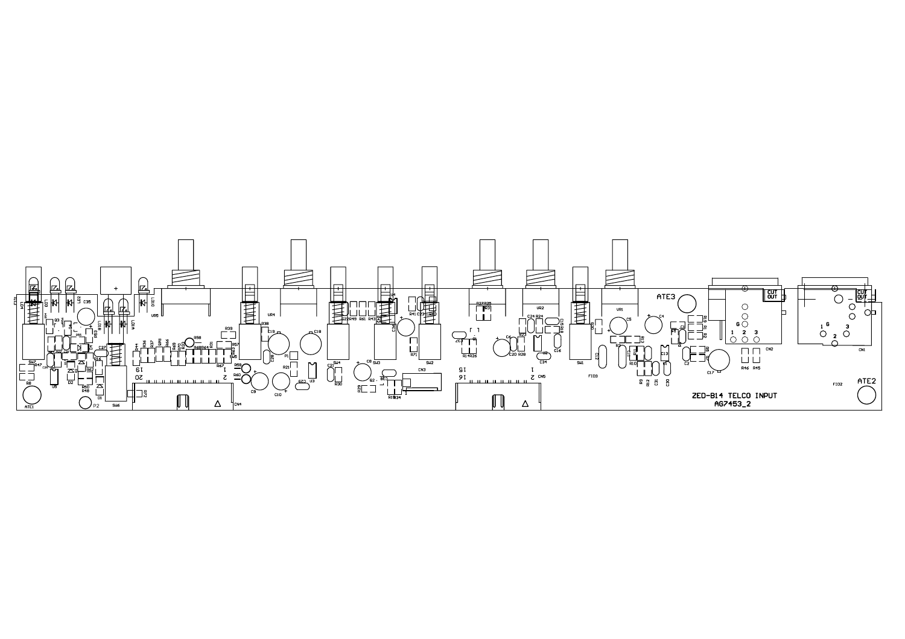ZED-B14 TELCO INPUT
AG7453_2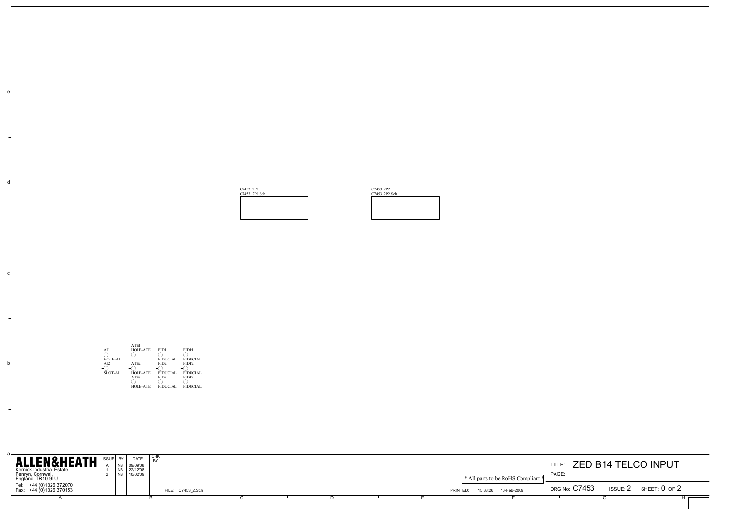C7453_2P1
C7453_2P1.Sch

C7453_2P2
C7453_2P2.Sch

AI1
HOLE-AI
AI2
SLOT-AI

ATE1
HOLE-ATE
ATE2
HOLE-ATE
ATE3
HOLE-ATE

FID1
FIDUCIAL
FID2
FIDUCIAL
FID3
FIDUCIAL

FIDP1
FIDUCIAL
FIDP2
FIDUCIAL
FIDP3
FIDUCIAL

**ALLEN&HEATH**
Kernick Industrial Estate,
Penryn, Cornwall,
England. TR10 9LU
Tel: +44 (0)1326 372070
Fax: +44 (0)1326 370153

| ISSUE | BY | DATE | CHK BY |
|---|---|---|---|
| A | NB | 09/09/08 | |
| 1 | NB | 22/12/08 | |
| 2 | NB | 10/02/09 | |

FILE: C7453_2.Sch

* All parts to be RoHS Compliant *

PRINTED: 15:38:26 16-Feb-2009

TITLE: ZED B14 TELCO INPUT
PAGE:

DRG No: C7453 ISSUE: 2 SHEET: 0 OF 2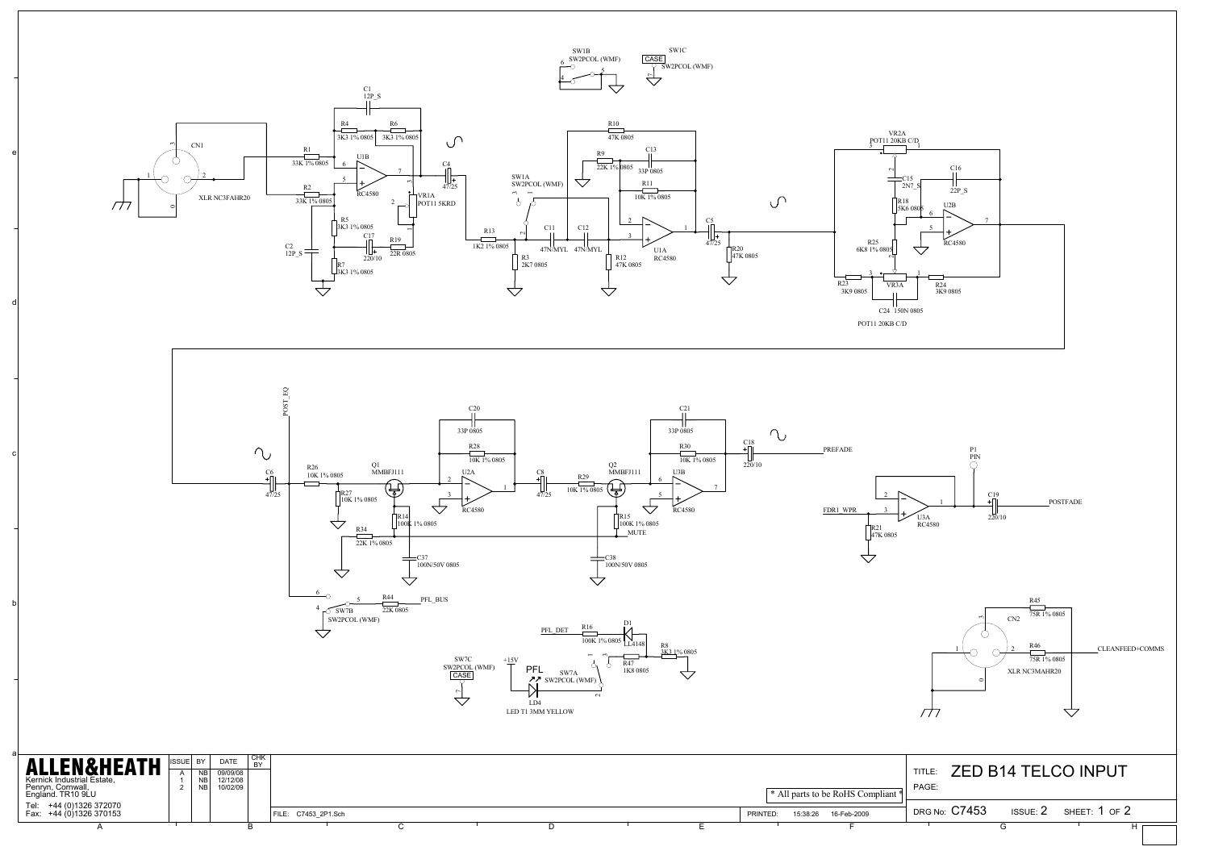CN1
XLR NC3FAHR20

R1 33K 1% 0805
R2 33K 1% 0805
C1 12P_S
R4 3K3 1% 0805
R6 3K3 1% 0805
U1B RC4580
VR1A POT11 5KRD
R5 3K3 1% 0805
C17 220/10
R19 22R 0805
C2 12P_S
R7 3K3 1% 0805
C4 47/25

SW1B SW2PCOL (WMF)
SW1C CASE SW2PCOL (WMF)
SW1A SW2PCOL (WMF)
R13 1K2 1% 0805
R3 2K7 0805
C11 47N/MYL
C12 47N/MYL
R12 47K 0805
R10 47K 0805
R9 22K 1% 0805
C13 33P 0805
R11 10K 1% 0805
U1A RC4580
C5 47/25
R20 47K 0805

VR2A POT11 20KB C/D
C15 2N7_S
C16 22P_S
R18 5K6 0805
U2B RC4580
R25 6K8 1% 0805
R23 3K9 0805
VR3A
R24 3K9 0805
C24 150N 0805
POT11 20KB C/D

POST_EQ
C6 47/25
R26 10K 1% 0805
R27 10K 1% 0805
Q1 MMBFJ111
R14 100K 1% 0805
R34 22K 1% 0805
C37 100N/50V 0805
C20 33P 0805
R28 10K 1% 0805
U2A RC4580
C8 47/25
R29 10K 1% 0805
Q2 MMBFJ111
R15 100K 1% 0805
MUTE
C38 100N/50V 0805
C21 33P 0805
R30 10K 1% 0805
U3B RC4580
C18 220/10
PREFADE

P1 PIN
FDR1_WPR
U3A RC4580
R21 47K 0805
C19 220/10
POSTFADE

SW7B SW2PCOL (WMF)
R44 22K 0805
PFL_BUS

PFL_DET
R16 100K 1% 0805
D1 LL4148
R8 3K3 1% 0805
R47 1K8 0805
SW7C SW2PCOL (WMF) CASE
+15V
PFL
SW7A SW2PCOL (WMF)
LD4 LED T1 3MM YELLOW

CN2
R45 75R 1% 0805
R46 75R 1% 0805
CLEANFEED+COMMS
XLR NC3MAHR20

**ALLEN&HEATH**
Kernick Industrial Estate,
Penryn, Cornwall,
England. TR10 9LU
Tel: +44 (0)1326 372070
Fax: +44 (0)1326 370153

| ISSUE | BY | DATE | CHK BY |
|---|---|---|---|
| A | NB | 09/09/08 | |
| 1 | NB | 12/12/08 | |
| 2 | NB | 10/02/09 | |

\* All parts to be RoHS Compliant \*

FILE: C7453_2P1.Sch
PRINTED: 15:38:26 16-Feb-2009

TITLE: ZED B14 TELCO INPUT
PAGE:
DRG No: C7453 ISSUE: 2 SHEET: 1 OF 2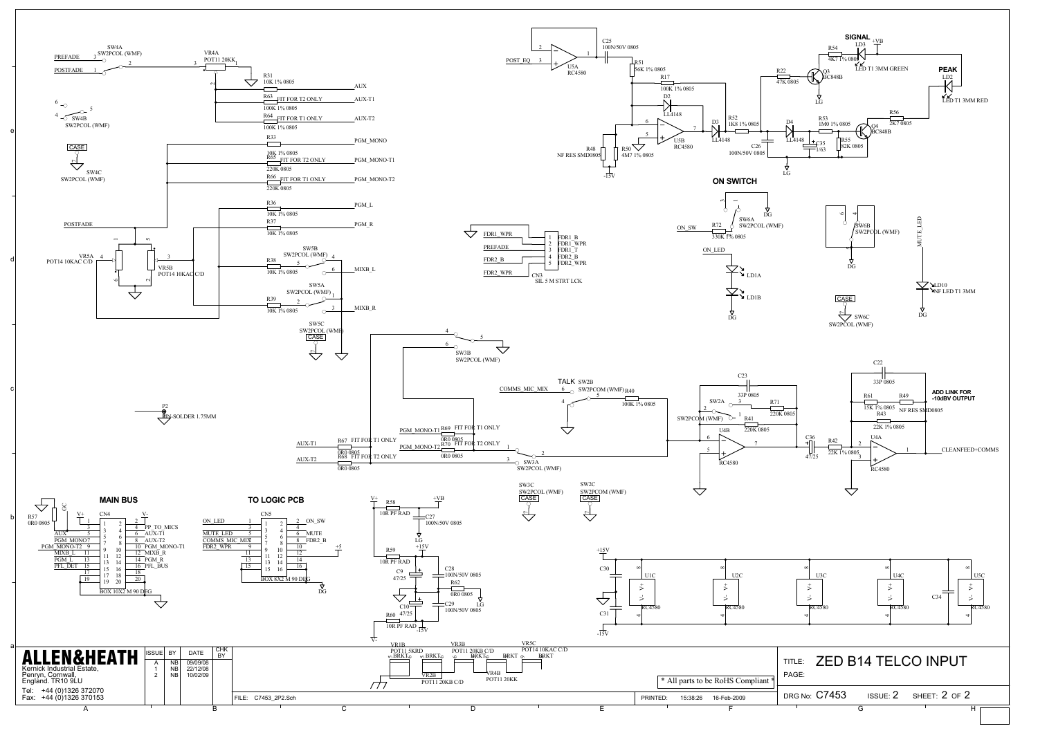SIGNAL

PEAK

ON SWITCH

TALK

ADD LINK FOR -10dBV OUTPUT

MAIN BUS

TO LOGIC PCB

PREFADE
POSTFADE
AUX
AUX-T1
AUX-T2
PGM_MONO
PGM_MONO-T1
PGM_MONO-T2
PGM_L
PGM_R
MIXB_L
MIXB_R
POST_EQ
ON_SW
ON_LED
MUTE_LED
FDR1_WPR
FDR2_B
FDR2_WPR
COMMS_MIC_MIX
CLEANFEED+COMMS

CN3 SIL 5 M STRT LCK

CN4 BOX 10X2 M 90 DEG

CN5 BOX 8X2 M 90 DEG

P2 PIN SOLDER 1.75MM

\* All parts to be RoHS Compliant \*

| ISSUE | BY | DATE | CHK BY |
|---|---|---|---|
| A | NB | 09/09/08 | |
| 1 | NB | 22/12/08 | |
| 2 | NB | 10/02/09 | |

**ALLEN&HEATH**

Kernick Industrial Estate,
Penryn, Cornwall,
England. TR10 9LU

Tel: +44 (0)1326 372070
Fax: +44 (0)1326 370153

FILE: C7453_2P2.Sch

PRINTED: 15:38:26 16-Feb-2009

TITLE: ZED B14 TELCO INPUT

PAGE:

DRG No: C7453 ISSUE: 2 SHEET: 2 OF 2